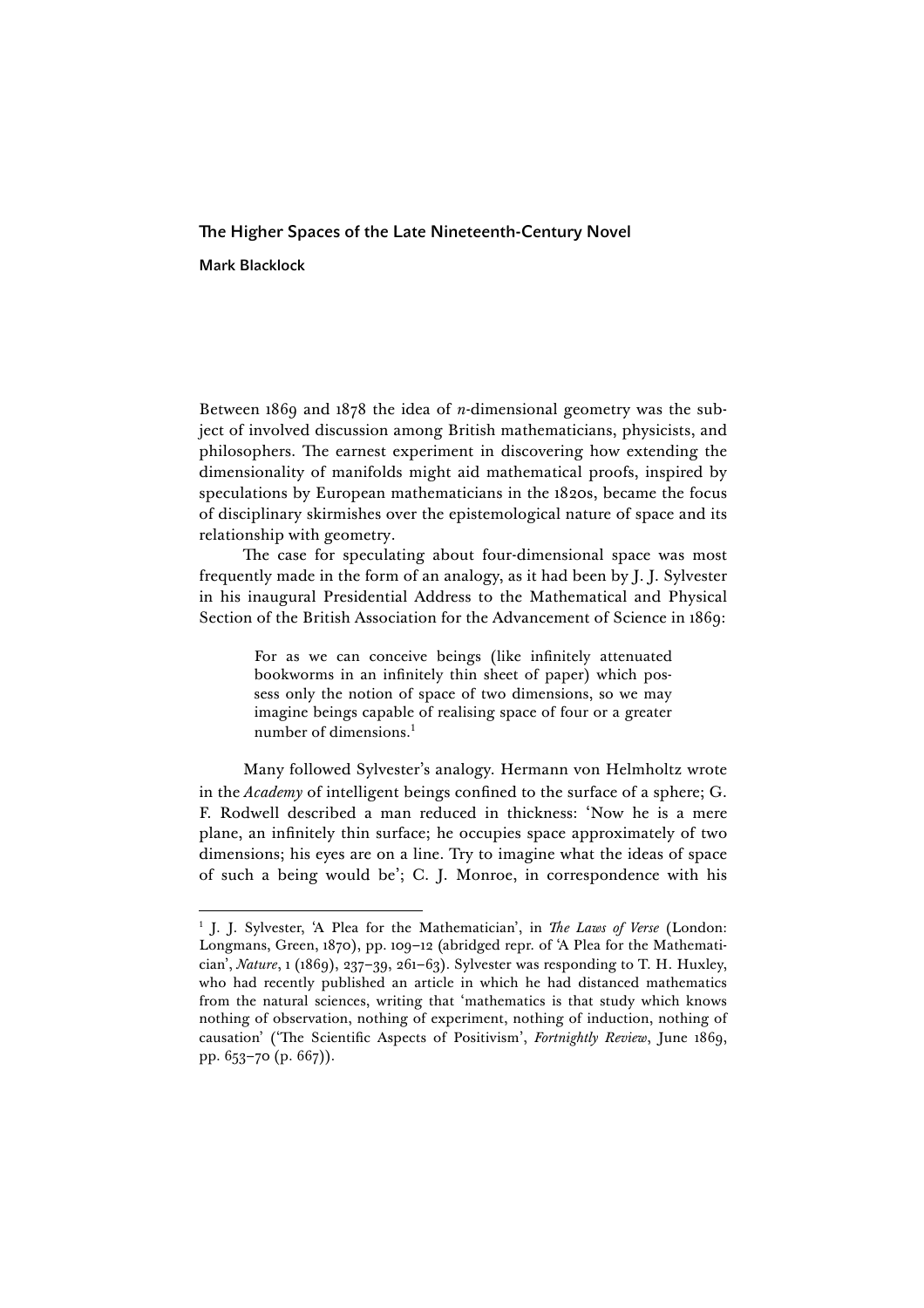# The Higher Spaces of the Late Nineteenth-Century Novel

**Mark Blacklock**

Between 1869 and 1878 the idea of *n*-dimensional geometry was the subject of involved discussion among British mathematicians, physicists, and philosophers. The earnest experiment in discovering how extending the dimensionality of manifolds might aid mathematical proofs, inspired by speculations by European mathematicians in the 1820s, became the focus of disciplinary skirmishes over the epistemological nature of space and its relationship with geometry.

The case for speculating about four-dimensional space was most frequently made in the form of an analogy, as it had been by J. J. Sylvester in his inaugural Presidential Address to the Mathematical and Physical Section of the British Association for the Advancement of Science in 1869:

> For as we can conceive beings (like infinitely attenuated bookworms in an infinitely thin sheet of paper) which possess only the notion of space of two dimensions, so we may imagine beings capable of realising space of four or a greater number of dimensions.[1]

Many followed Sylvester's analogy. Hermann von Helmholtz wrote in the *Academy* of intelligent beings confined to the surface of a sphere; G. F. Rodwell described a man reduced in thickness: 'Now he is a mere plane, an infinitely thin surface; he occupies space approximately of two dimensions; his eyes are on a line. Try to imagine what the ideas of space of such a being would be'; C. J. Monroe, in correspondence with his

---

[1] J. J. Sylvester, 'A Plea for the Mathematician', in *The Laws of Verse* (London: Longmans, Green, 1870), pp. 109–12 (abridged repr. of 'A Plea for the Mathematician', *Nature*, 1 (1869), 237–39, 261–63). Sylvester was responding to T. H. Huxley, who had recently published an article in which he had distanced mathematics from the natural sciences, writing that 'mathematics is that study which knows nothing of observation, nothing of experiment, nothing of induction, nothing of causation' ('The Scientific Aspects of Positivism', *Fortnightly Review*, June 1869, pp. 653–70 (p. 667)).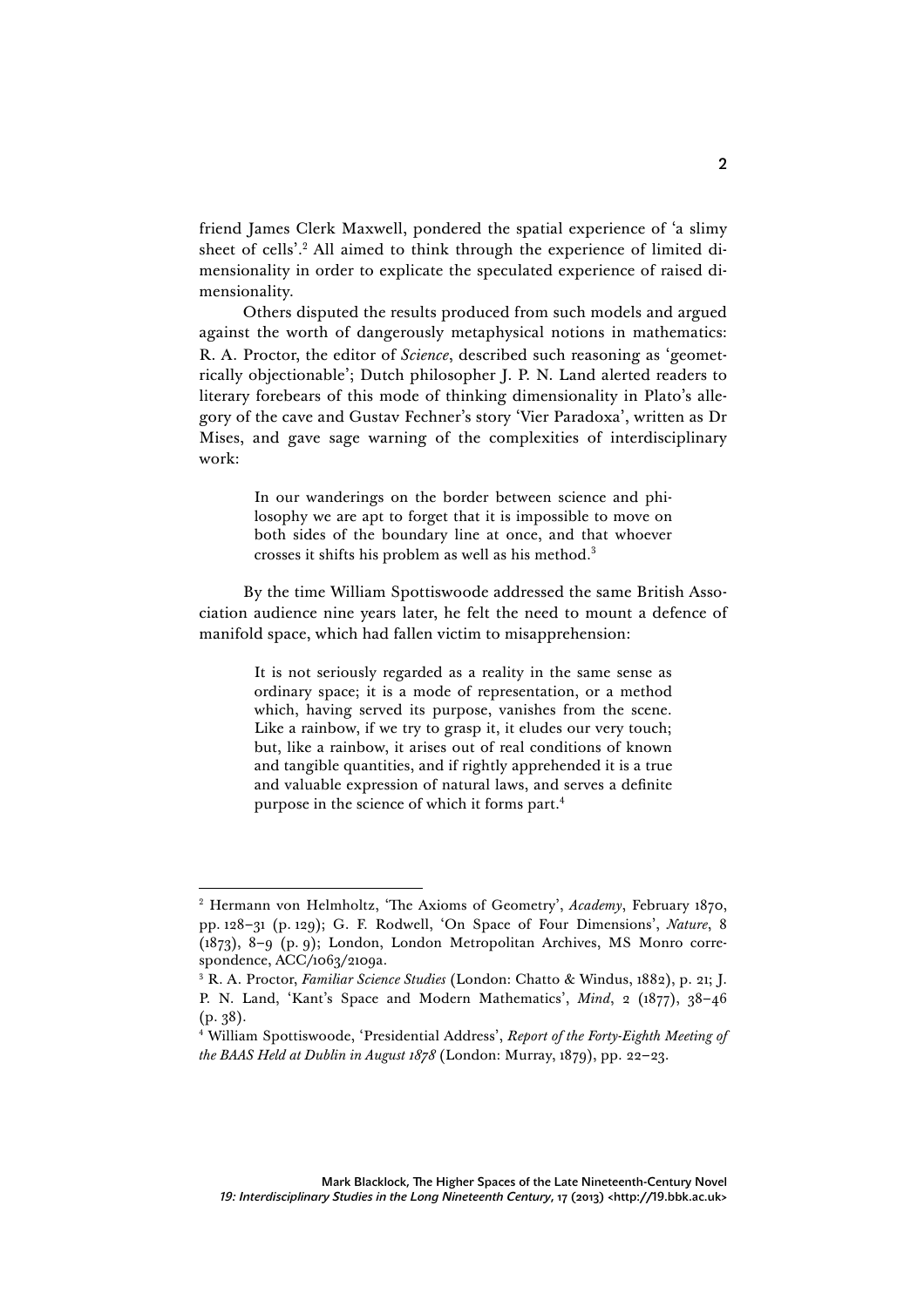friend James Clerk Maxwell, pondered the spatial experience of 'a slimy sheet of cells'.[2] All aimed to think through the experience of limited dimensionality in order to explicate the speculated experience of raised dimensionality.

Others disputed the results produced from such models and argued against the worth of dangerously metaphysical notions in mathematics: R. A. Proctor, the editor of *Science*, described such reasoning as 'geometrically objectionable'; Dutch philosopher J. P. N. Land alerted readers to literary forebears of this mode of thinking dimensionality in Plato's allegory of the cave and Gustav Fechner's story 'Vier Paradoxa', written as Dr Mises, and gave sage warning of the complexities of interdisciplinary work:

> In our wanderings on the border between science and philosophy we are apt to forget that it is impossible to move on both sides of the boundary line at once, and that whoever crosses it shifts his problem as well as his method.[3]

By the time William Spottiswoode addressed the same British Association audience nine years later, he felt the need to mount a defence of manifold space, which had fallen victim to misapprehension:

> It is not seriously regarded as a reality in the same sense as ordinary space; it is a mode of representation, or a method which, having served its purpose, vanishes from the scene. Like a rainbow, if we try to grasp it, it eludes our very touch; but, like a rainbow, it arises out of real conditions of known and tangible quantities, and if rightly apprehended it is a true and valuable expression of natural laws, and serves a definite purpose in the science of which it forms part.[4]

---

[2] Hermann von Helmholtz, 'The Axioms of Geometry', *Academy*, February 1870, pp. 128–31 (p. 129); G. F. Rodwell, 'On Space of Four Dimensions', *Nature*, 8 (1873), 8–9 (p. 9); London, London Metropolitan Archives, MS Monro correspondence, ACC/1063/2109a.

[3] R. A. Proctor, *Familiar Science Studies* (London: Chatto & Windus, 1882), p. 21; J. P. N. Land, 'Kant's Space and Modern Mathematics', *Mind*, 2 (1877), 38–46 (p. 38).

[4] William Spottiswoode, 'Presidential Address', *Report of the Forty-Eighth Meeting of the BAAS Held at Dublin in August 1878* (London: Murray, 1879), pp. 22–23.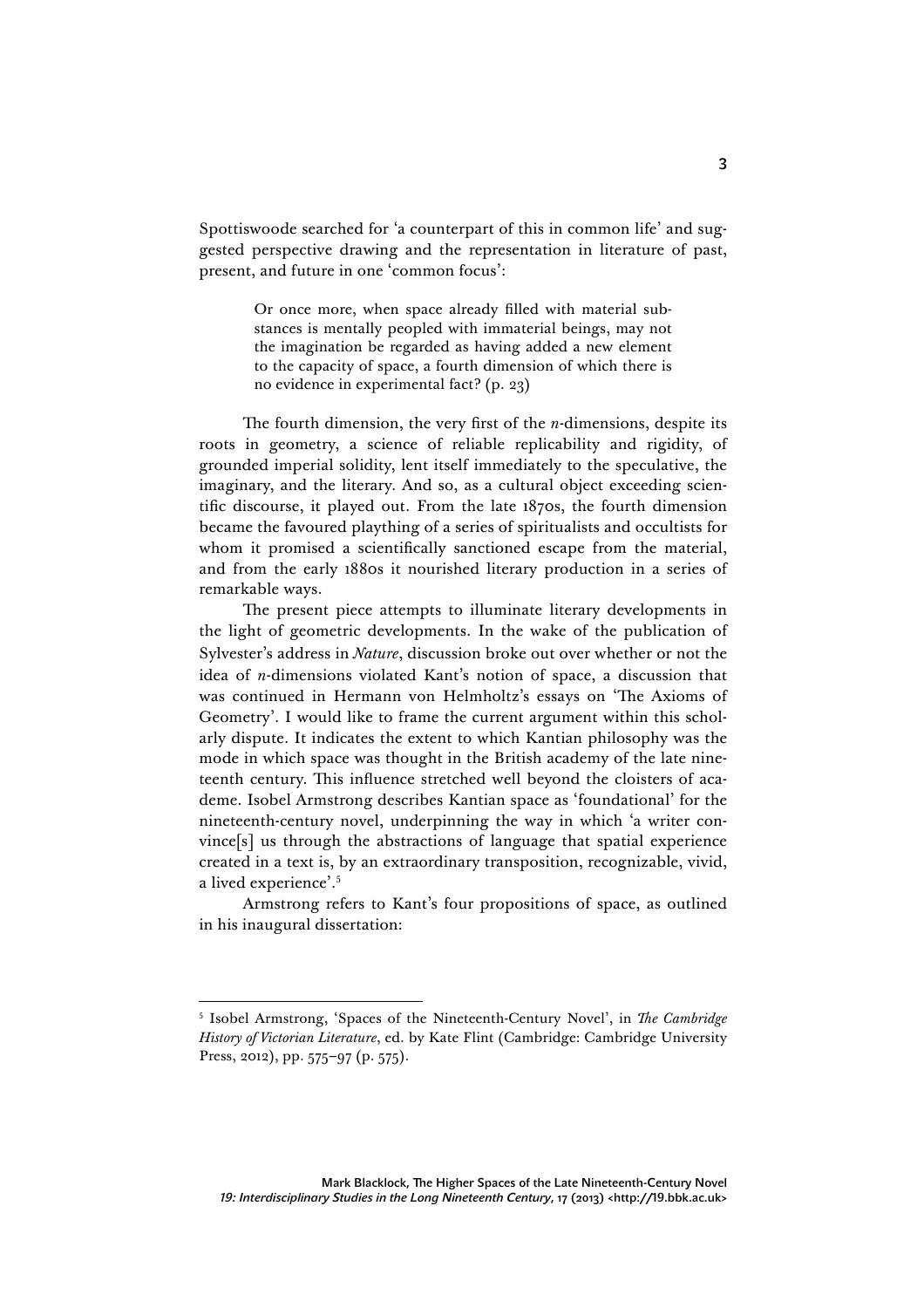Spottiswoode searched for 'a counterpart of this in common life' and suggested perspective drawing and the representation in literature of past, present, and future in one 'common focus':

> Or once more, when space already filled with material substances is mentally peopled with immaterial beings, may not the imagination be regarded as having added a new element to the capacity of space, a fourth dimension of which there is no evidence in experimental fact? (p. 23)

The fourth dimension, the very first of the *n*-dimensions, despite its roots in geometry, a science of reliable replicability and rigidity, of grounded imperial solidity, lent itself immediately to the speculative, the imaginary, and the literary. And so, as a cultural object exceeding scientific discourse, it played out. From the late 1870s, the fourth dimension became the favoured plaything of a series of spiritualists and occultists for whom it promised a scientifically sanctioned escape from the material, and from the early 1880s it nourished literary production in a series of remarkable ways.

The present piece attempts to illuminate literary developments in the light of geometric developments. In the wake of the publication of Sylvester's address in *Nature*, discussion broke out over whether or not the idea of *n*-dimensions violated Kant's notion of space, a discussion that was continued in Hermann von Helmholtz's essays on 'The Axioms of Geometry'. I would like to frame the current argument within this scholarly dispute. It indicates the extent to which Kantian philosophy was the mode in which space was thought in the British academy of the late nineteenth century. This influence stretched well beyond the cloisters of academe. Isobel Armstrong describes Kantian space as 'foundational' for the nineteenth-century novel, underpinning the way in which 'a writer convince[s] us through the abstractions of language that spatial experience created in a text is, by an extraordinary transposition, recognizable, vivid, a lived experience'.[5]

Armstrong refers to Kant's four propositions of space, as outlined in his inaugural dissertation:

---

[5] Isobel Armstrong, 'Spaces of the Nineteenth-Century Novel', in *The Cambridge History of Victorian Literature*, ed. by Kate Flint (Cambridge: Cambridge University Press, 2012), pp. 575–97 (p. 575).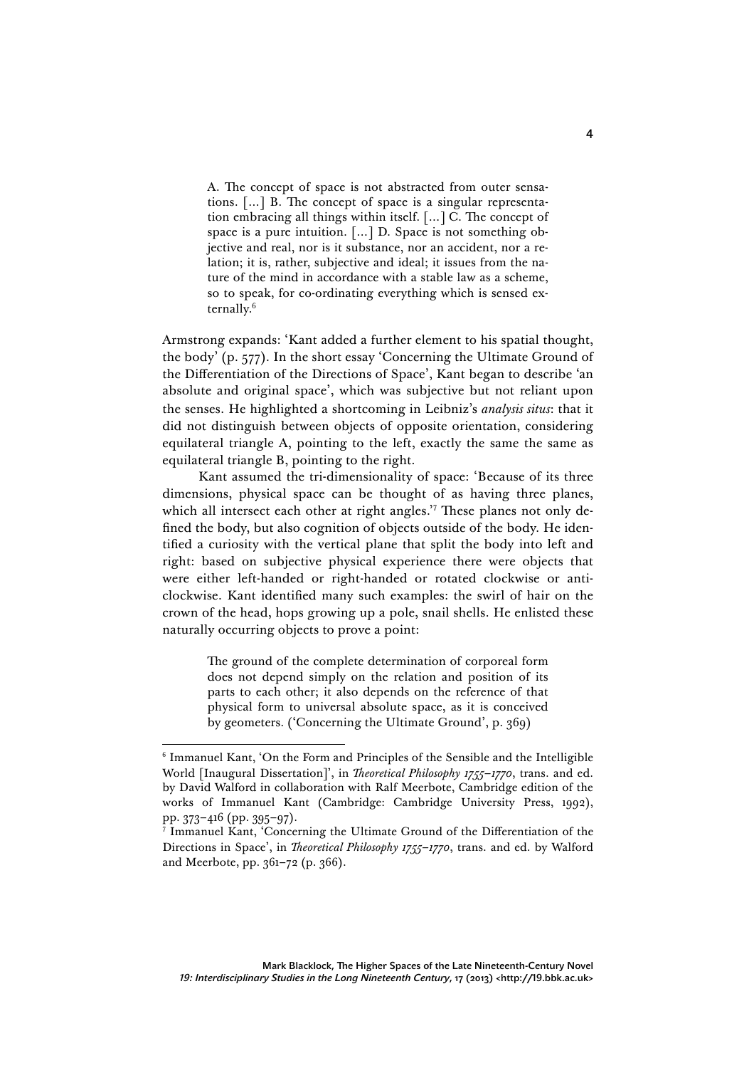> A. The concept of space is not abstracted from outer sensations. […] B. The concept of space is a singular representation embracing all things within itself. […] C. The concept of space is a pure intuition. […] D. Space is not something objective and real, nor is it substance, nor an accident, nor a relation; it is, rather, subjective and ideal; it issues from the nature of the mind in accordance with a stable law as a scheme, so to speak, for co-ordinating everything which is sensed externally.[6]

Armstrong expands: 'Kant added a further element to his spatial thought, the body' (p. 577). In the short essay 'Concerning the Ultimate Ground of the Differentiation of the Directions of Space', Kant began to describe 'an absolute and original space', which was subjective but not reliant upon the senses. He highlighted a shortcoming in Leibniz's *analysis situs*: that it did not distinguish between objects of opposite orientation, considering equilateral triangle A, pointing to the left, exactly the same the same as equilateral triangle B, pointing to the right.

Kant assumed the tri-dimensionality of space: 'Because of its three dimensions, physical space can be thought of as having three planes, which all intersect each other at right angles.'[7] These planes not only defined the body, but also cognition of objects outside of the body. He identified a curiosity with the vertical plane that split the body into left and right: based on subjective physical experience there were objects that were either left-handed or right-handed or rotated clockwise or anticlockwise. Kant identified many such examples: the swirl of hair on the crown of the head, hops growing up a pole, snail shells. He enlisted these naturally occurring objects to prove a point:

> The ground of the complete determination of corporeal form does not depend simply on the relation and position of its parts to each other; it also depends on the reference of that physical form to universal absolute space, as it is conceived by geometers. ('Concerning the Ultimate Ground', p. 369)

---

[6] Immanuel Kant, 'On the Form and Principles of the Sensible and the Intelligible World [Inaugural Dissertation]', in *Theoretical Philosophy 1755–1770*, trans. and ed. by David Walford in collaboration with Ralf Meerbote, Cambridge edition of the works of Immanuel Kant (Cambridge: Cambridge University Press, 1992), pp. 373–416 (pp. 395–97).

[7] Immanuel Kant, 'Concerning the Ultimate Ground of the Differentiation of the Directions in Space', in *Theoretical Philosophy 1755–1770*, trans. and ed. by Walford and Meerbote, pp. 361–72 (p. 366).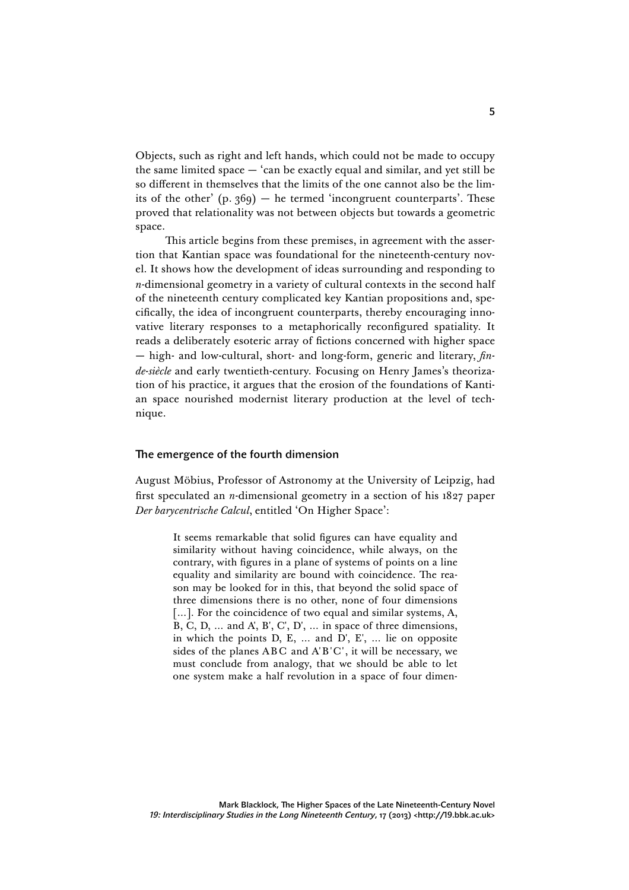Objects, such as right and left hands, which could not be made to occupy the same limited space — 'can be exactly equal and similar, and yet still be so different in themselves that the limits of the one cannot also be the limits of the other' (p. 369) — he termed 'incongruent counterparts'. These proved that relationality was not between objects but towards a geometric space.

This article begins from these premises, in agreement with the assertion that Kantian space was foundational for the nineteenth-century novel. It shows how the development of ideas surrounding and responding to *n*-dimensional geometry in a variety of cultural contexts in the second half of the nineteenth century complicated key Kantian propositions and, specifically, the idea of incongruent counterparts, thereby encouraging innovative literary responses to a metaphorically reconfigured spatiality. It reads a deliberately esoteric array of fictions concerned with higher space — high- and low-cultural, short- and long-form, generic and literary, *fin-de-siècle* and early twentieth-century. Focusing on Henry James's theorization of his practice, it argues that the erosion of the foundations of Kantian space nourished modernist literary production at the level of technique.

## The emergence of the fourth dimension

August Möbius, Professor of Astronomy at the University of Leipzig, had first speculated an *n*-dimensional geometry in a section of his 1827 paper *Der barycentrische Calcul*, entitled 'On Higher Space':

> It seems remarkable that solid figures can have equality and similarity without having coincidence, while always, on the contrary, with figures in a plane of systems of points on a line equality and similarity are bound with coincidence. The reason may be looked for in this, that beyond the solid space of three dimensions there is no other, none of four dimensions [...]. For the coincidence of two equal and similar systems, A, B, C, D, ... and A', B', C', D', ... in space of three dimensions, in which the points D, E, ... and D', E', ... lie on opposite sides of the planes ABC and A'B'C', it will be necessary, we must conclude from analogy, that we should be able to let one system make a half revolution in a space of four dimen-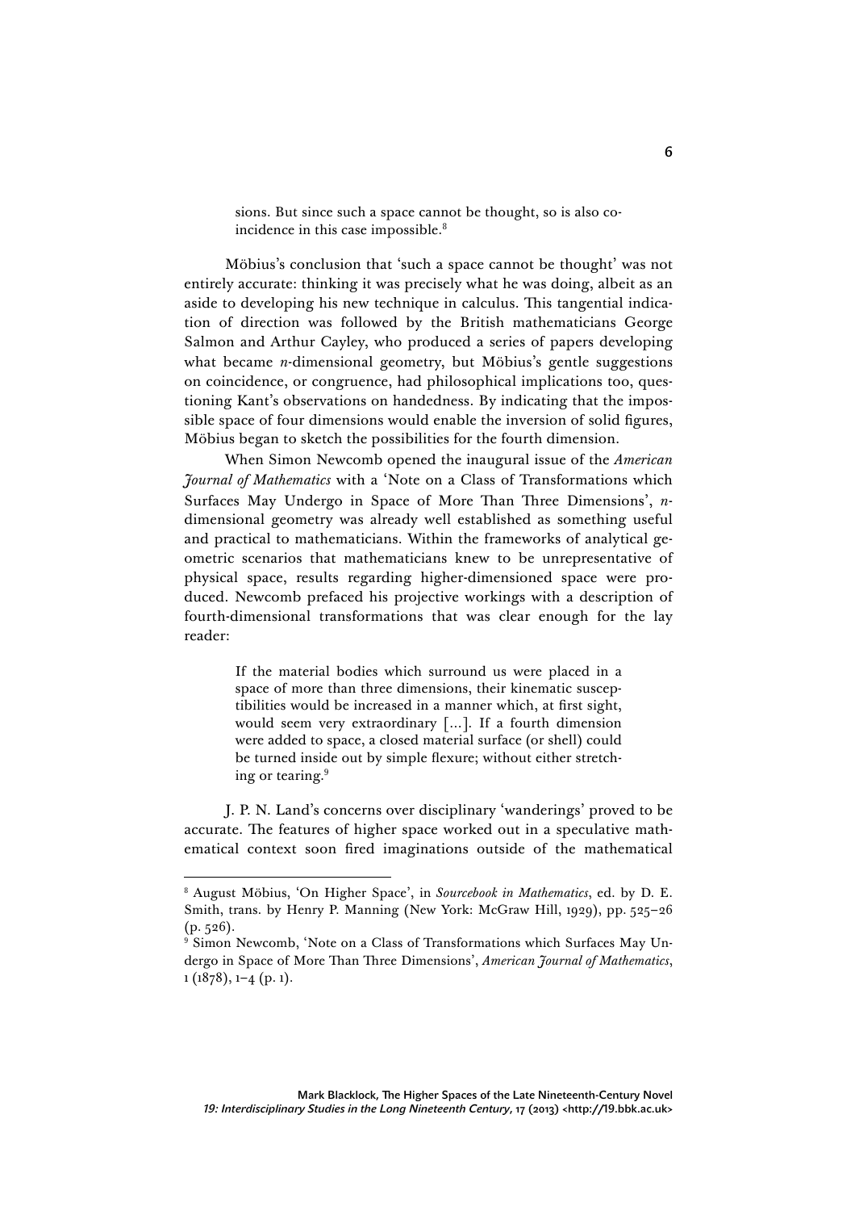> sions. But since such a space cannot be thought, so is also coincidence in this case impossible.[8]

Möbius's conclusion that 'such a space cannot be thought' was not entirely accurate: thinking it was precisely what he was doing, albeit as an aside to developing his new technique in calculus. This tangential indication of direction was followed by the British mathematicians George Salmon and Arthur Cayley, who produced a series of papers developing what became *n*-dimensional geometry, but Möbius's gentle suggestions on coincidence, or congruence, had philosophical implications too, questioning Kant's observations on handedness. By indicating that the impossible space of four dimensions would enable the inversion of solid figures, Möbius began to sketch the possibilities for the fourth dimension.

When Simon Newcomb opened the inaugural issue of the *American Journal of Mathematics* with a 'Note on a Class of Transformations which Surfaces May Undergo in Space of More Than Three Dimensions', *n*-dimensional geometry was already well established as something useful and practical to mathematicians. Within the frameworks of analytical geometric scenarios that mathematicians knew to be unrepresentative of physical space, results regarding higher-dimensioned space were produced. Newcomb prefaced his projective workings with a description of fourth-dimensional transformations that was clear enough for the lay reader:

> If the material bodies which surround us were placed in a space of more than three dimensions, their kinematic susceptibilities would be increased in a manner which, at first sight, would seem very extraordinary [...]. If a fourth dimension were added to space, a closed material surface (or shell) could be turned inside out by simple flexure; without either stretching or tearing.[9]

J. P. N. Land's concerns over disciplinary 'wanderings' proved to be accurate. The features of higher space worked out in a speculative mathematical context soon fired imaginations outside of the mathematical

---

[8] August Möbius, 'On Higher Space', in *Sourcebook in Mathematics*, ed. by D. E. Smith, trans. by Henry P. Manning (New York: McGraw Hill, 1929), pp. 525–26 (p. 526).

[9] Simon Newcomb, 'Note on a Class of Transformations which Surfaces May Undergo in Space of More Than Three Dimensions', *American Journal of Mathematics*, 1 (1878), 1–4 (p. 1).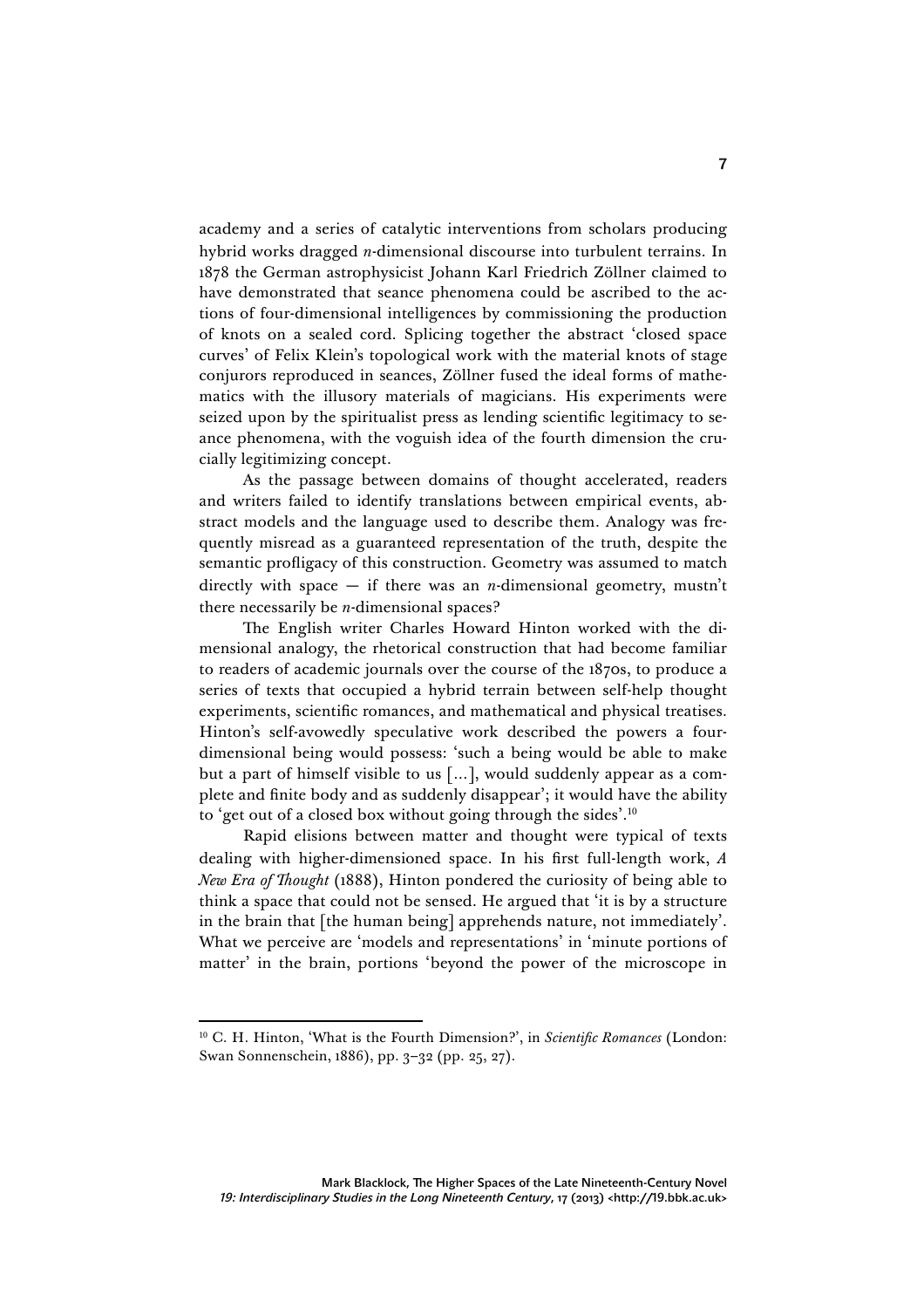academy and a series of catalytic interventions from scholars producing hybrid works dragged *n*-dimensional discourse into turbulent terrains. In 1878 the German astrophysicist Johann Karl Friedrich Zöllner claimed to have demonstrated that seance phenomena could be ascribed to the actions of four-dimensional intelligences by commissioning the production of knots on a sealed cord. Splicing together the abstract 'closed space curves' of Felix Klein's topological work with the material knots of stage conjurors reproduced in seances, Zöllner fused the ideal forms of mathematics with the illusory materials of magicians. His experiments were seized upon by the spiritualist press as lending scientific legitimacy to seance phenomena, with the voguish idea of the fourth dimension the crucially legitimizing concept.

As the passage between domains of thought accelerated, readers and writers failed to identify translations between empirical events, abstract models and the language used to describe them. Analogy was frequently misread as a guaranteed representation of the truth, despite the semantic profligacy of this construction. Geometry was assumed to match directly with space — if there was an *n*-dimensional geometry, mustn't there necessarily be *n*-dimensional spaces?

The English writer Charles Howard Hinton worked with the dimensional analogy, the rhetorical construction that had become familiar to readers of academic journals over the course of the 1870s, to produce a series of texts that occupied a hybrid terrain between self-help thought experiments, scientific romances, and mathematical and physical treatises. Hinton's self-avowedly speculative work described the powers a four-dimensional being would possess: 'such a being would be able to make but a part of himself visible to us [...], would suddenly appear as a complete and finite body and as suddenly disappear'; it would have the ability to 'get out of a closed box without going through the sides'.[10]

Rapid elisions between matter and thought were typical of texts dealing with higher-dimensioned space. In his first full-length work, *A New Era of Thought* (1888), Hinton pondered the curiosity of being able to think a space that could not be sensed. He argued that 'it is by a structure in the brain that [the human being] apprehends nature, not immediately'. What we perceive are 'models and representations' in 'minute portions of matter' in the brain, portions 'beyond the power of the microscope in

---

[10] C. H. Hinton, 'What is the Fourth Dimension?', in *Scientific Romances* (London: Swan Sonnenschein, 1886), pp. 3–32 (pp. 25, 27).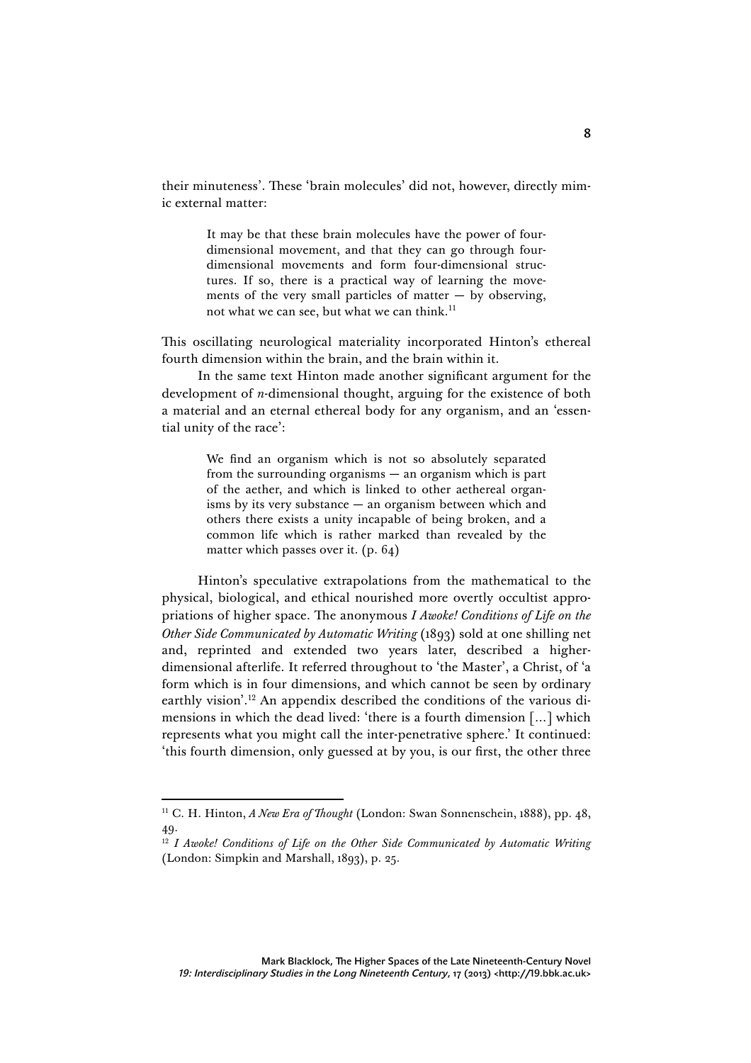their minuteness'. These 'brain molecules' did not, however, directly mimic external matter:

> It may be that these brain molecules have the power of four-dimensional movement, and that they can go through four-dimensional movements and form four-dimensional structures. If so, there is a practical way of learning the movements of the very small particles of matter — by observing, not what we can see, but what we can think.[11]

This oscillating neurological materiality incorporated Hinton's ethereal fourth dimension within the brain, and the brain within it.

In the same text Hinton made another significant argument for the development of *n*-dimensional thought, arguing for the existence of both a material and an eternal ethereal body for any organism, and an 'essential unity of the race':

> We find an organism which is not so absolutely separated from the surrounding organisms — an organism which is part of the aether, and which is linked to other aethereal organisms by its very substance — an organism between which and others there exists a unity incapable of being broken, and a common life which is rather marked than revealed by the matter which passes over it. (p. 64)

Hinton's speculative extrapolations from the mathematical to the physical, biological, and ethical nourished more overtly occultist appropriations of higher space. The anonymous *I Awoke! Conditions of Life on the Other Side Communicated by Automatic Writing* (1893) sold at one shilling net and, reprinted and extended two years later, described a higher-dimensional afterlife. It referred throughout to 'the Master', a Christ, of 'a form which is in four dimensions, and which cannot be seen by ordinary earthly vision'.[12] An appendix described the conditions of the various dimensions in which the dead lived: 'there is a fourth dimension [...] which represents what you might call the inter-penetrative sphere.' It continued: 'this fourth dimension, only guessed at by you, is our first, the other three

---

[11] C. H. Hinton, *A New Era of Thought* (London: Swan Sonnenschein, 1888), pp. 48, 49.

[12] *I Awoke! Conditions of Life on the Other Side Communicated by Automatic Writing* (London: Simpkin and Marshall, 1893), p. 25.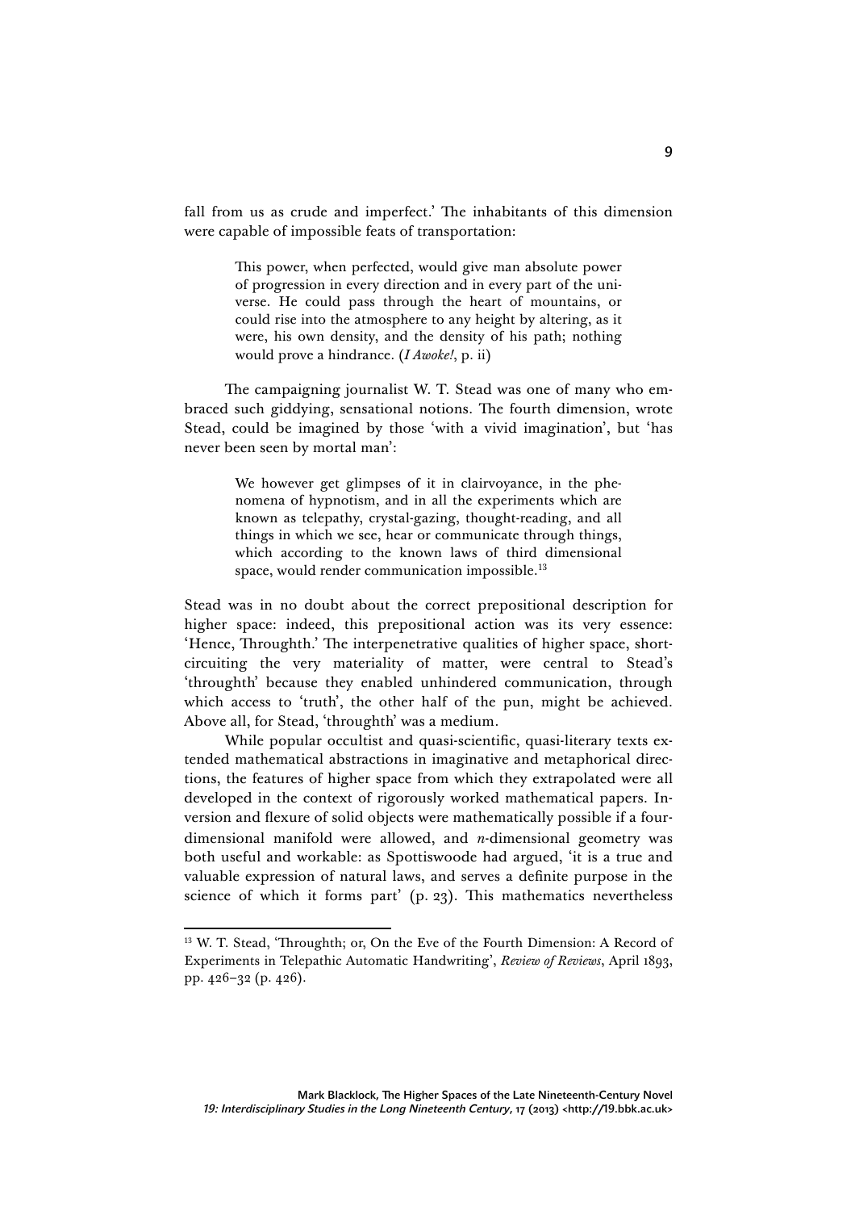fall from us as crude and imperfect.' The inhabitants of this dimension were capable of impossible feats of transportation:

> This power, when perfected, would give man absolute power of progression in every direction and in every part of the universe. He could pass through the heart of mountains, or could rise into the atmosphere to any height by altering, as it were, his own density, and the density of his path; nothing would prove a hindrance. (*I Awoke!*, p. ii)

The campaigning journalist W. T. Stead was one of many who embraced such giddying, sensational notions. The fourth dimension, wrote Stead, could be imagined by those 'with a vivid imagination', but 'has never been seen by mortal man':

> We however get glimpses of it in clairvoyance, in the phenomena of hypnotism, and in all the experiments which are known as telepathy, crystal-gazing, thought-reading, and all things in which we see, hear or communicate through things, which according to the known laws of third dimensional space, would render communication impossible.[13]

Stead was in no doubt about the correct prepositional description for higher space: indeed, this prepositional action was its very essence: 'Hence, Throughth.' The interpenetrative qualities of higher space, short-circuiting the very materiality of matter, were central to Stead's 'throughth' because they enabled unhindered communication, through which access to 'truth', the other half of the pun, might be achieved. Above all, for Stead, 'throughth' was a medium.

While popular occultist and quasi-scientific, quasi-literary texts extended mathematical abstractions in imaginative and metaphorical directions, the features of higher space from which they extrapolated were all developed in the context of rigorously worked mathematical papers. Inversion and flexure of solid objects were mathematically possible if a four-dimensional manifold were allowed, and *n*-dimensional geometry was both useful and workable: as Spottiswoode had argued, 'it is a true and valuable expression of natural laws, and serves a definite purpose in the science of which it forms part' (p. 23). This mathematics nevertheless

---

[13] W. T. Stead, 'Throughth; or, On the Eve of the Fourth Dimension: A Record of Experiments in Telepathic Automatic Handwriting', *Review of Reviews*, April 1893, pp. 426–32 (p. 426).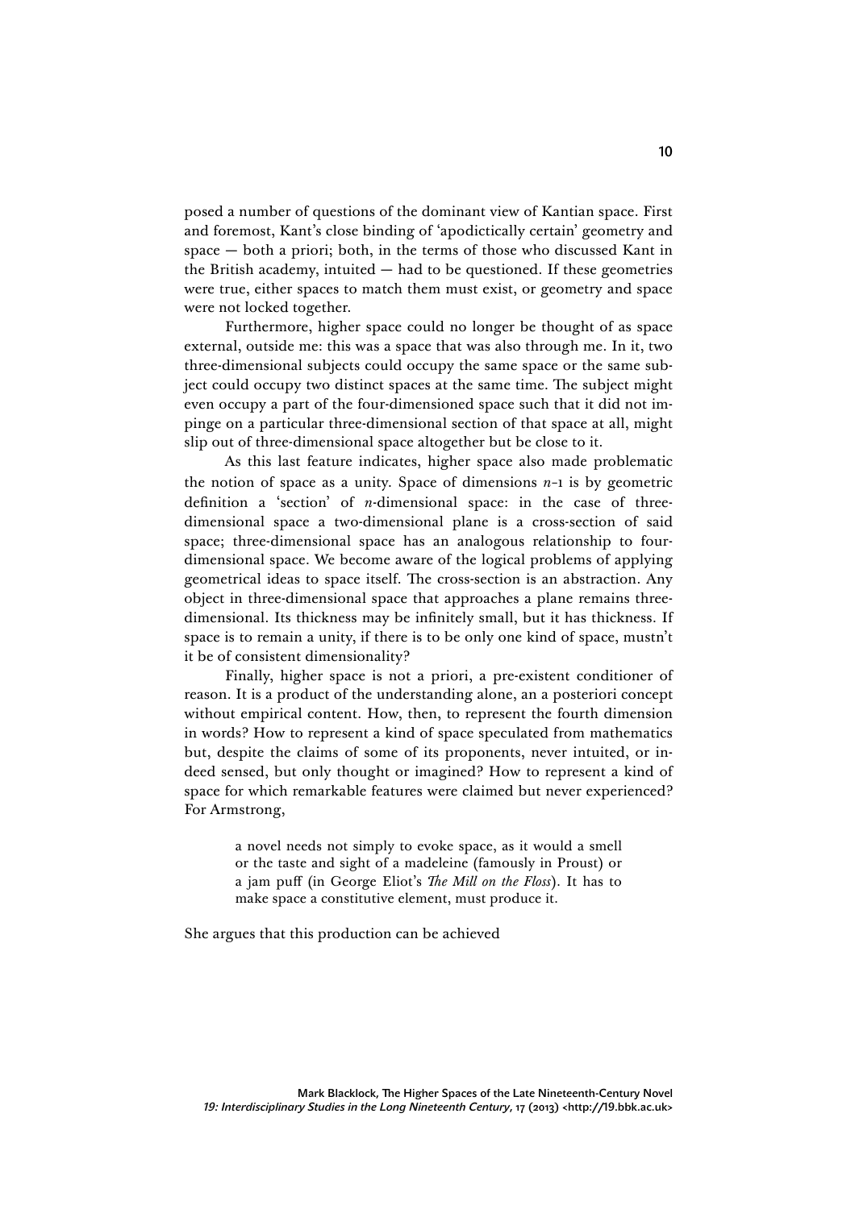posed a number of questions of the dominant view of Kantian space. First and foremost, Kant's close binding of 'apodictically certain' geometry and space — both a priori; both, in the terms of those who discussed Kant in the British academy, intuited — had to be questioned. If these geometries were true, either spaces to match them must exist, or geometry and space were not locked together.

Furthermore, higher space could no longer be thought of as space external, outside me: this was a space that was also through me. In it, two three-dimensional subjects could occupy the same space or the same subject could occupy two distinct spaces at the same time. The subject might even occupy a part of the four-dimensioned space such that it did not impinge on a particular three-dimensional section of that space at all, might slip out of three-dimensional space altogether but be close to it.

As this last feature indicates, higher space also made problematic the notion of space as a unity. Space of dimensions $n$-1 is by geometric definition a 'section' of $n$-dimensional space: in the case of three-dimensional space a two-dimensional plane is a cross-section of said space; three-dimensional space has an analogous relationship to four-dimensional space. We become aware of the logical problems of applying geometrical ideas to space itself. The cross-section is an abstraction. Any object in three-dimensional space that approaches a plane remains three-dimensional. Its thickness may be infinitely small, but it has thickness. If space is to remain a unity, if there is to be only one kind of space, mustn't it be of consistent dimensionality?

Finally, higher space is not a priori, a pre-existent conditioner of reason. It is a product of the understanding alone, an a posteriori concept without empirical content. How, then, to represent the fourth dimension in words? How to represent a kind of space speculated from mathematics but, despite the claims of some of its proponents, never intuited, or indeed sensed, but only thought or imagined? How to represent a kind of space for which remarkable features were claimed but never experienced? For Armstrong,

> a novel needs not simply to evoke space, as it would a smell or the taste and sight of a madeleine (famously in Proust) or a jam puff (in George Eliot's *The Mill on the Floss*). It has to make space a constitutive element, must produce it.

She argues that this production can be achieved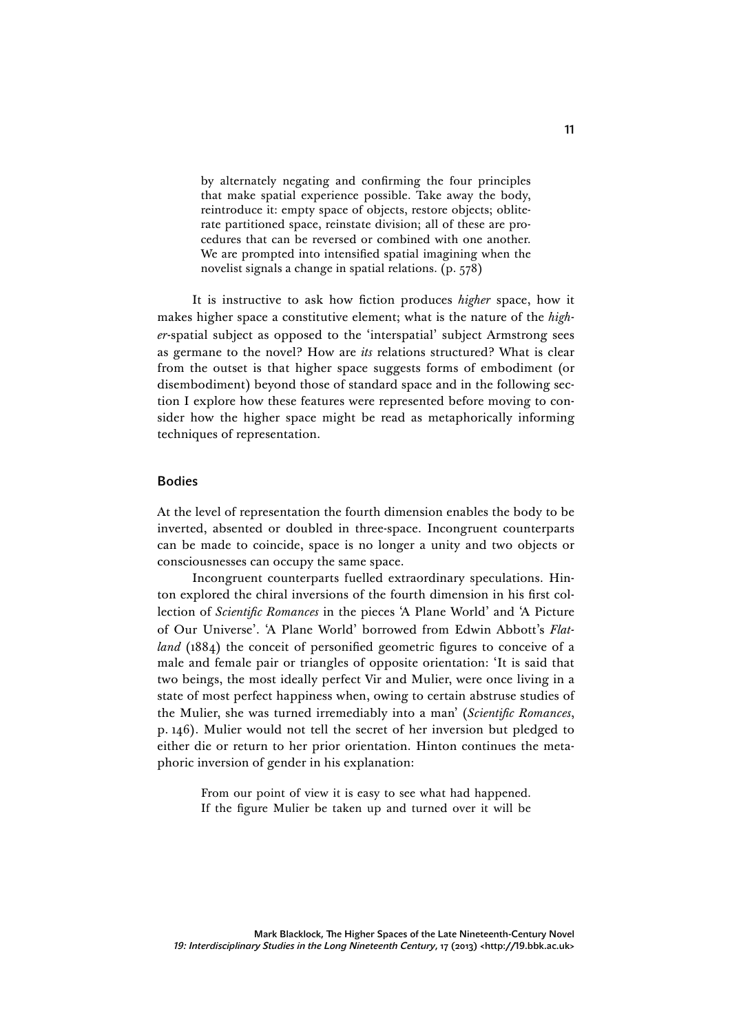> by alternately negating and confirming the four principles that make spatial experience possible. Take away the body, reintroduce it: empty space of objects, restore objects; obliterate partitioned space, reinstate division; all of these are procedures that can be reversed or combined with one another. We are prompted into intensified spatial imagining when the novelist signals a change in spatial relations. (p. 578)

It is instructive to ask how fiction produces *higher* space, how it makes higher space a constitutive element; what is the nature of the *higher*-spatial subject as opposed to the 'interspatial' subject Armstrong sees as germane to the novel? How are *its* relations structured? What is clear from the outset is that higher space suggests forms of embodiment (or disembodiment) beyond those of standard space and in the following section I explore how these features were represented before moving to consider how the higher space might be read as metaphorically informing techniques of representation.

## Bodies

At the level of representation the fourth dimension enables the body to be inverted, absented or doubled in three-space. Incongruent counterparts can be made to coincide, space is no longer a unity and two objects or consciousnesses can occupy the same space.

Incongruent counterparts fuelled extraordinary speculations. Hinton explored the chiral inversions of the fourth dimension in his first collection of *Scientific Romances* in the pieces 'A Plane World' and 'A Picture of Our Universe'. 'A Plane World' borrowed from Edwin Abbott's *Flatland* (1884) the conceit of personified geometric figures to conceive of a male and female pair or triangles of opposite orientation: 'It is said that two beings, the most ideally perfect Vir and Mulier, were once living in a state of most perfect happiness when, owing to certain abstruse studies of the Mulier, she was turned irremediably into a man' (*Scientific Romances*, p. 146). Mulier would not tell the secret of her inversion but pledged to either die or return to her prior orientation. Hinton continues the metaphoric inversion of gender in his explanation:

> From our point of view it is easy to see what had happened. If the figure Mulier be taken up and turned over it will be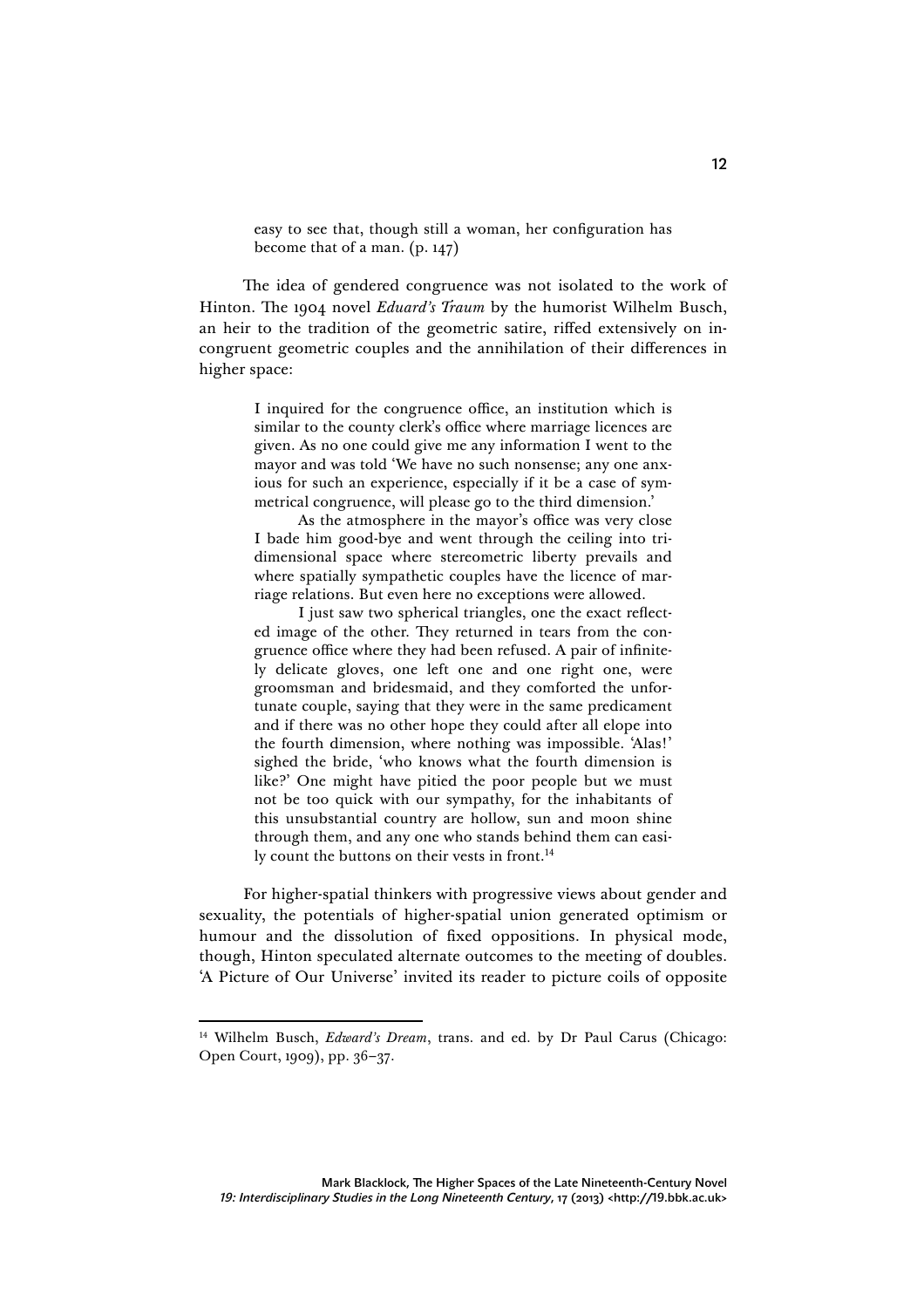> easy to see that, though still a woman, her configuration has become that of a man. (p. 147)

The idea of gendered congruence was not isolated to the work of Hinton. The 1904 novel *Eduard's Traum* by the humorist Wilhelm Busch, an heir to the tradition of the geometric satire, riffed extensively on incongruent geometric couples and the annihilation of their differences in higher space:

> I inquired for the congruence office, an institution which is similar to the county clerk's office where marriage licences are given. As no one could give me any information I went to the mayor and was told 'We have no such nonsense; any one anxious for such an experience, especially if it be a case of symmetrical congruence, will please go to the third dimension.'
>
> As the atmosphere in the mayor's office was very close I bade him good-bye and went through the ceiling into tridimensional space where stereometric liberty prevails and where spatially sympathetic couples have the licence of marriage relations. But even here no exceptions were allowed.
>
> I just saw two spherical triangles, one the exact reflected image of the other. They returned in tears from the congruence office where they had been refused. A pair of infinitely delicate gloves, one left one and one right one, were groomsman and bridesmaid, and they comforted the unfortunate couple, saying that they were in the same predicament and if there was no other hope they could after all elope into the fourth dimension, where nothing was impossible. 'Alas!' sighed the bride, 'who knows what the fourth dimension is like?' One might have pitied the poor people but we must not be too quick with our sympathy, for the inhabitants of this unsubstantial country are hollow, sun and moon shine through them, and any one who stands behind them can easily count the buttons on their vests in front.[14]

For higher-spatial thinkers with progressive views about gender and sexuality, the potentials of higher-spatial union generated optimism or humour and the dissolution of fixed oppositions. In physical mode, though, Hinton speculated alternate outcomes to the meeting of doubles. 'A Picture of Our Universe' invited its reader to picture coils of opposite

---

[14] Wilhelm Busch, *Edward's Dream*, trans. and ed. by Dr Paul Carus (Chicago: Open Court, 1909), pp. 36–37.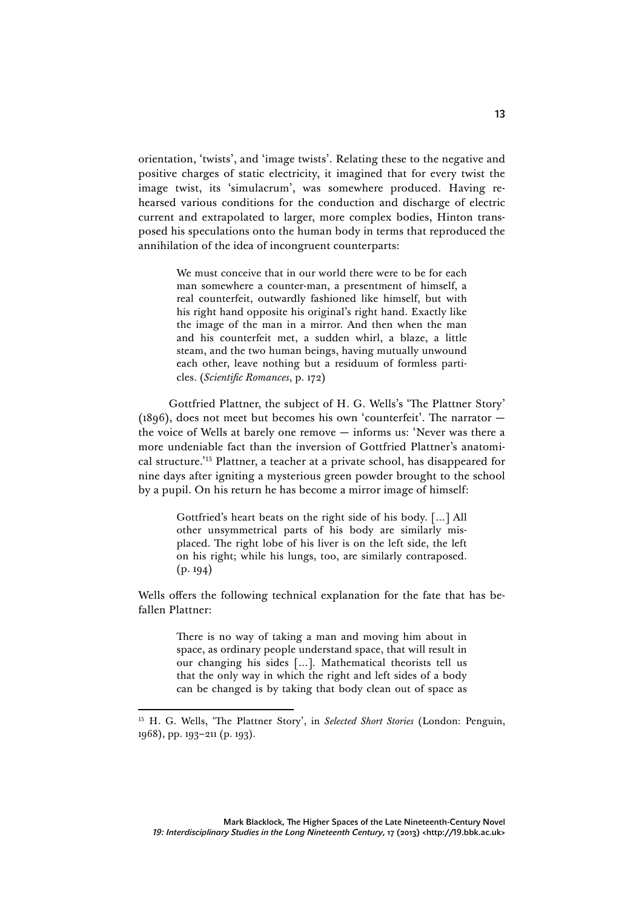orientation, 'twists', and 'image twists'. Relating these to the negative and positive charges of static electricity, it imagined that for every twist the image twist, its 'simulacrum', was somewhere produced. Having rehearsed various conditions for the conduction and discharge of electric current and extrapolated to larger, more complex bodies, Hinton transposed his speculations onto the human body in terms that reproduced the annihilation of the idea of incongruent counterparts:

> We must conceive that in our world there were to be for each man somewhere a counter-man, a presentment of himself, a real counterfeit, outwardly fashioned like himself, but with his right hand opposite his original's right hand. Exactly like the image of the man in a mirror. And then when the man and his counterfeit met, a sudden whirl, a blaze, a little steam, and the two human beings, having mutually unwound each other, leave nothing but a residuum of formless particles. (*Scientific Romances*, p. 172)

Gottfried Plattner, the subject of H. G. Wells's 'The Plattner Story' (1896), does not meet but becomes his own 'counterfeit'. The narrator — the voice of Wells at barely one remove — informs us: 'Never was there a more undeniable fact than the inversion of Gottfried Plattner's anatomical structure.'[15] Plattner, a teacher at a private school, has disappeared for nine days after igniting a mysterious green powder brought to the school by a pupil. On his return he has become a mirror image of himself:

> Gottfried's heart beats on the right side of his body. [...] All other unsymmetrical parts of his body are similarly misplaced. The right lobe of his liver is on the left side, the left on his right; while his lungs, too, are similarly contraposed. (p. 194)

Wells offers the following technical explanation for the fate that has befallen Plattner:

> There is no way of taking a man and moving him about in space, as ordinary people understand space, that will result in our changing his sides [...]. Mathematical theorists tell us that the only way in which the right and left sides of a body can be changed is by taking that body clean out of space as

[15] H. G. Wells, 'The Plattner Story', in *Selected Short Stories* (London: Penguin, 1968), pp. 193–211 (p. 193).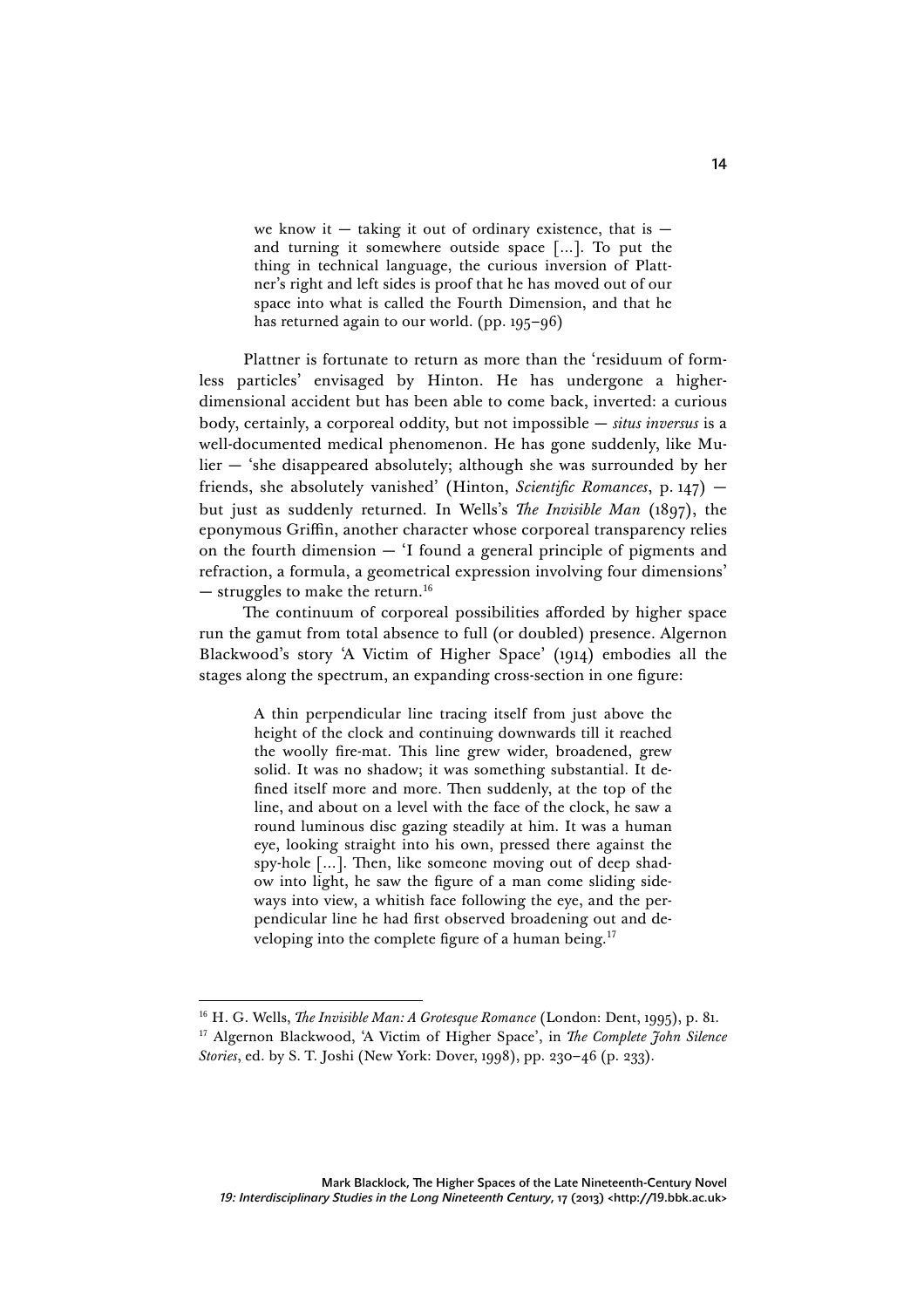> we know it — taking it out of ordinary existence, that is — and turning it somewhere outside space [...]. To put the thing in technical language, the curious inversion of Plattner's right and left sides is proof that he has moved out of our space into what is called the Fourth Dimension, and that he has returned again to our world. (pp. 195–96)

Plattner is fortunate to return as more than the 'residuum of formless particles' envisaged by Hinton. He has undergone a higher-dimensional accident but has been able to come back, inverted: a curious body, certainly, a corporeal oddity, but not impossible — *situs inversus* is a well-documented medical phenomenon. He has gone suddenly, like Mulier — 'she disappeared absolutely; although she was surrounded by her friends, she absolutely vanished' (Hinton, *Scientific Romances*, p. 147) — but just as suddenly returned. In Wells's *The Invisible Man* (1897), the eponymous Griffin, another character whose corporeal transparency relies on the fourth dimension — 'I found a general principle of pigments and refraction, a formula, a geometrical expression involving four dimensions' — struggles to make the return.[16]

The continuum of corporeal possibilities afforded by higher space run the gamut from total absence to full (or doubled) presence. Algernon Blackwood's story 'A Victim of Higher Space' (1914) embodies all the stages along the spectrum, an expanding cross-section in one figure:

> A thin perpendicular line tracing itself from just above the height of the clock and continuing downwards till it reached the woolly fire-mat. This line grew wider, broadened, grew solid. It was no shadow; it was something substantial. It defined itself more and more. Then suddenly, at the top of the line, and about on a level with the face of the clock, he saw a round luminous disc gazing steadily at him. It was a human eye, looking straight into his own, pressed there against the spy-hole [...]. Then, like someone moving out of deep shadow into light, he saw the figure of a man come sliding sideways into view, a whitish face following the eye, and the perpendicular line he had first observed broadening out and developing into the complete figure of a human being.[17]

---

[16] H. G. Wells, *The Invisible Man: A Grotesque Romance* (London: Dent, 1995), p. 81.

[17] Algernon Blackwood, 'A Victim of Higher Space', in *The Complete John Silence Stories*, ed. by S. T. Joshi (New York: Dover, 1998), pp. 230–46 (p. 233).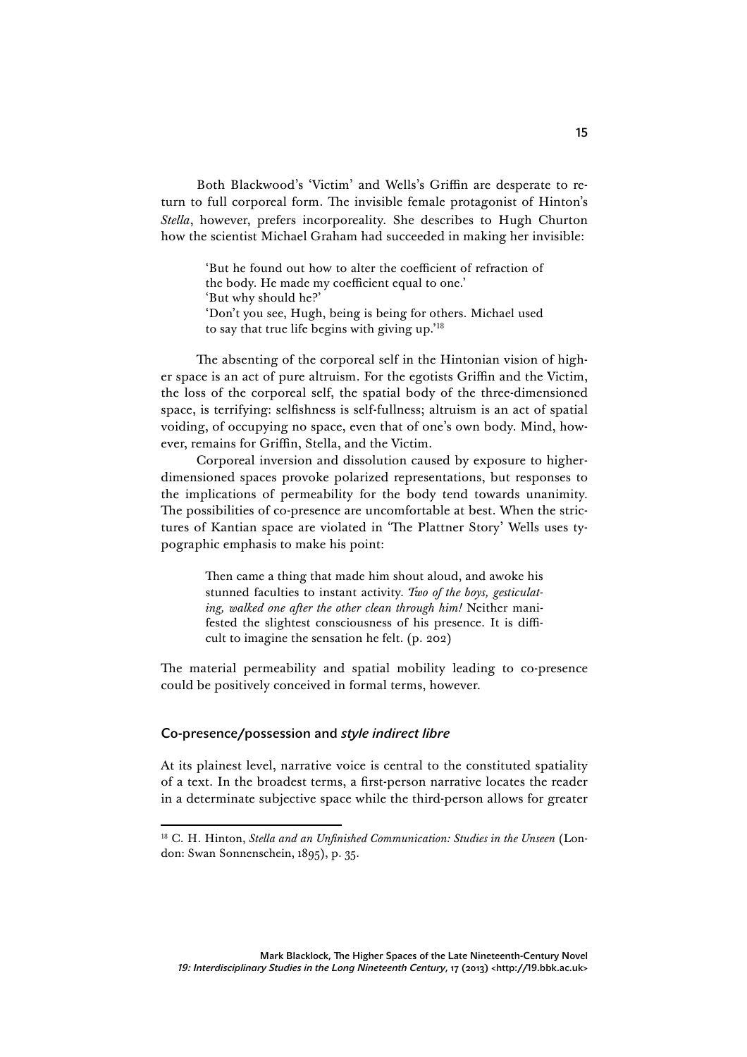Both Blackwood's 'Victim' and Wells's Griffin are desperate to return to full corporeal form. The invisible female protagonist of Hinton's *Stella*, however, prefers incorporeality. She describes to Hugh Churton how the scientist Michael Graham had succeeded in making her invisible:

> 'But he found out how to alter the coefficient of refraction of the body. He made my coefficient equal to one.'
> 'But why should he?'
> 'Don't you see, Hugh, being is being for others. Michael used to say that true life begins with giving up.'[18]

The absenting of the corporeal self in the Hintonian vision of higher space is an act of pure altruism. For the egotists Griffin and the Victim, the loss of the corporeal self, the spatial body of the three-dimensioned space, is terrifying: selfishness is self-fullness; altruism is an act of spatial voiding, of occupying no space, even that of one's own body. Mind, however, remains for Griffin, Stella, and the Victim.

Corporeal inversion and dissolution caused by exposure to higher-dimensioned spaces provoke polarized representations, but responses to the implications of permeability for the body tend towards unanimity. The possibilities of co-presence are uncomfortable at best. When the strictures of Kantian space are violated in 'The Plattner Story' Wells uses typographic emphasis to make his point:

> Then came a thing that made him shout aloud, and awoke his stunned faculties to instant activity. *Two of the boys, gesticulating, walked one after the other clean through him!* Neither manifested the slightest consciousness of his presence. It is difficult to imagine the sensation he felt. (p. 202)

The material permeability and spatial mobility leading to co-presence could be positively conceived in formal terms, however.

### Co-presence/possession and *style indirect libre*

At its plainest level, narrative voice is central to the constituted spatiality of a text. In the broadest terms, a first-person narrative locates the reader in a determinate subjective space while the third-person allows for greater

---

[18] C. H. Hinton, *Stella and an Unfinished Communication: Studies in the Unseen* (London: Swan Sonnenschein, 1895), p. 35.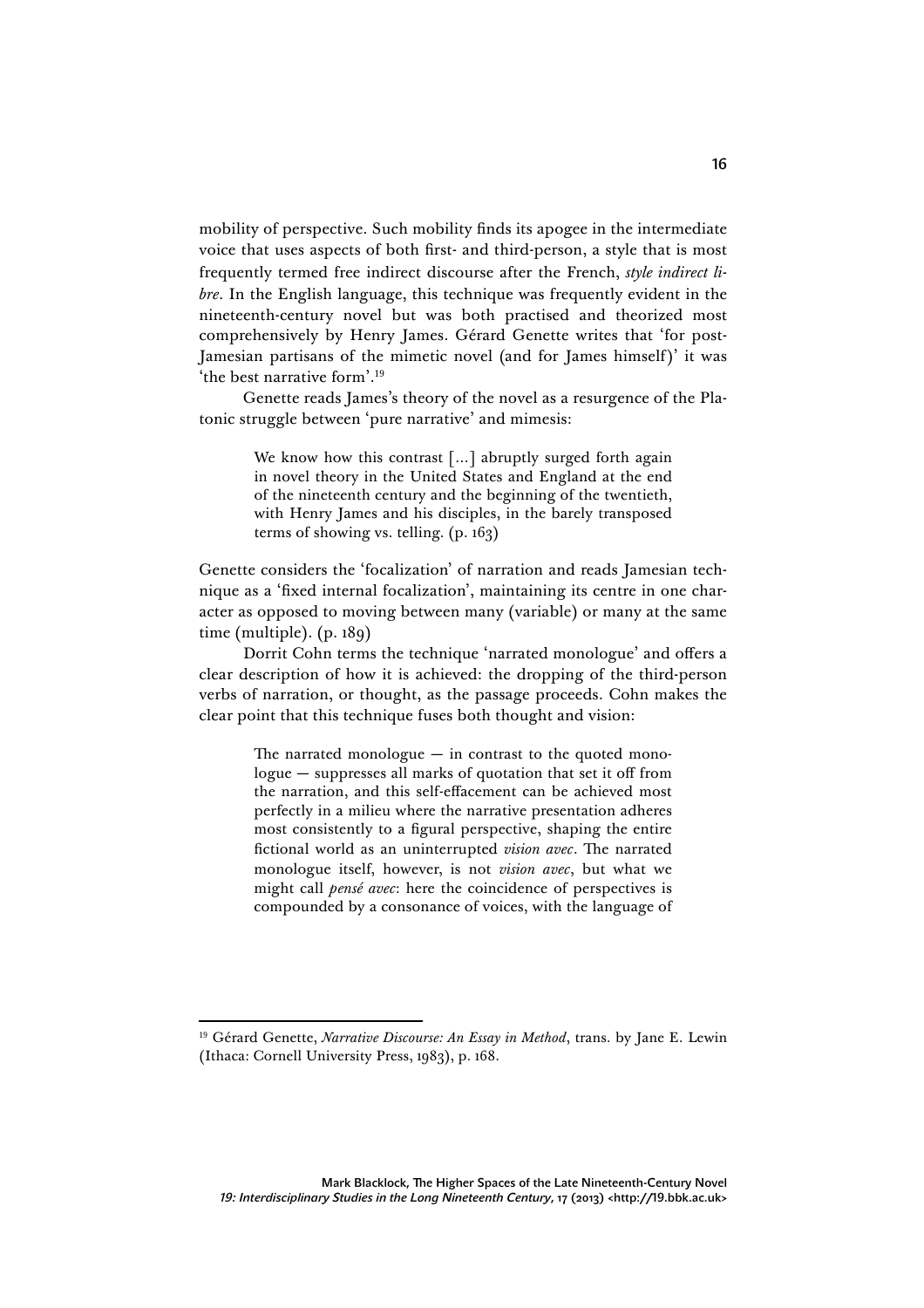mobility of perspective. Such mobility finds its apogee in the intermediate voice that uses aspects of both first- and third-person, a style that is most frequently termed free indirect discourse after the French, *style indirect libre*. In the English language, this technique was frequently evident in the nineteenth-century novel but was both practised and theorized most comprehensively by Henry James. Gérard Genette writes that 'for post-Jamesian partisans of the mimetic novel (and for James himself)' it was 'the best narrative form'.[19]

Genette reads James's theory of the novel as a resurgence of the Platonic struggle between 'pure narrative' and mimesis:

> We know how this contrast [...] abruptly surged forth again in novel theory in the United States and England at the end of the nineteenth century and the beginning of the twentieth, with Henry James and his disciples, in the barely transposed terms of showing vs. telling. (p. 163)

Genette considers the 'focalization' of narration and reads Jamesian technique as a 'fixed internal focalization', maintaining its centre in one character as opposed to moving between many (variable) or many at the same time (multiple). (p. 189)

Dorrit Cohn terms the technique 'narrated monologue' and offers a clear description of how it is achieved: the dropping of the third-person verbs of narration, or thought, as the passage proceeds. Cohn makes the clear point that this technique fuses both thought and vision:

> The narrated monologue — in contrast to the quoted monologue — suppresses all marks of quotation that set it off from the narration, and this self-effacement can be achieved most perfectly in a milieu where the narrative presentation adheres most consistently to a figural perspective, shaping the entire fictional world as an uninterrupted *vision avec*. The narrated monologue itself, however, is not *vision avec*, but what we might call *pensé avec*: here the coincidence of perspectives is compounded by a consonance of voices, with the language of

---

[19] Gérard Genette, *Narrative Discourse: An Essay in Method*, trans. by Jane E. Lewin (Ithaca: Cornell University Press, 1983), p. 168.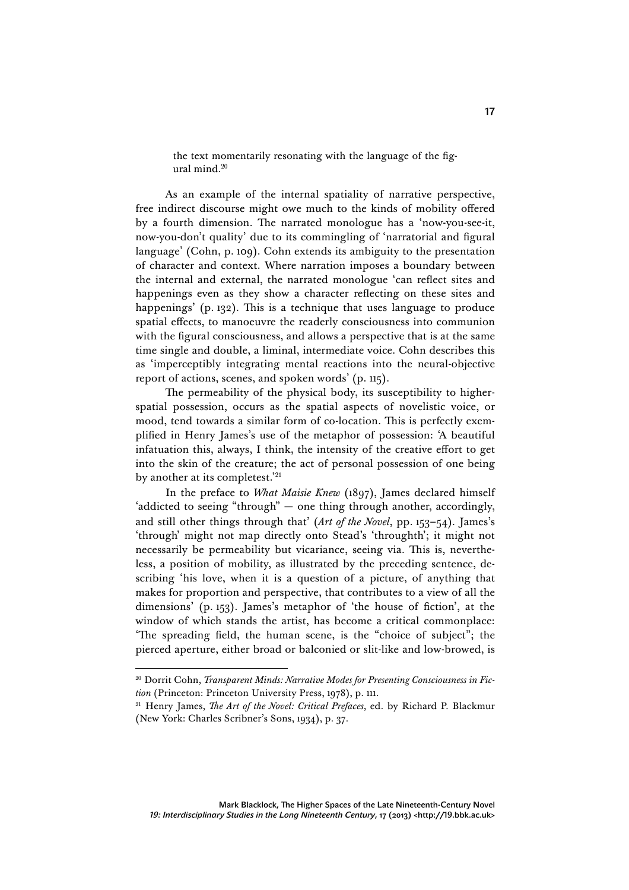the text momentarily resonating with the language of the figural mind.[20]

As an example of the internal spatiality of narrative perspective, free indirect discourse might owe much to the kinds of mobility offered by a fourth dimension. The narrated monologue has a 'now-you-see-it, now-you-don't quality' due to its commingling of 'narratorial and figural language' (Cohn, p. 109). Cohn extends its ambiguity to the presentation of character and context. Where narration imposes a boundary between the internal and external, the narrated monologue 'can reflect sites and happenings even as they show a character reflecting on these sites and happenings' (p. 132). This is a technique that uses language to produce spatial effects, to manoeuvre the readerly consciousness into communion with the figural consciousness, and allows a perspective that is at the same time single and double, a liminal, intermediate voice. Cohn describes this as 'imperceptibly integrating mental reactions into the neural-objective report of actions, scenes, and spoken words' (p. 115).

The permeability of the physical body, its susceptibility to higher-spatial possession, occurs as the spatial aspects of novelistic voice, or mood, tend towards a similar form of co-location. This is perfectly exemplified in Henry James's use of the metaphor of possession: 'A beautiful infatuation this, always, I think, the intensity of the creative effort to get into the skin of the creature; the act of personal possession of one being by another at its completest.'[21]

In the preface to *What Maisie Knew* (1897), James declared himself 'addicted to seeing "through" — one thing through another, accordingly, and still other things through that' (*Art of the Novel*, pp. 153–54). James's 'through' might not map directly onto Stead's 'throughth'; it might not necessarily be permeability but vicariance, seeing via. This is, nevertheless, a position of mobility, as illustrated by the preceding sentence, describing 'his love, when it is a question of a picture, of anything that makes for proportion and perspective, that contributes to a view of all the dimensions' (p. 153). James's metaphor of 'the house of fiction', at the window of which stands the artist, has become a critical commonplace: 'The spreading field, the human scene, is the "choice of subject"; the pierced aperture, either broad or balconied or slit-like and low-browed, is

[20] Dorrit Cohn, *Transparent Minds: Narrative Modes for Presenting Consciousness in Fiction* (Princeton: Princeton University Press, 1978), p. 111.

[21] Henry James, *The Art of the Novel: Critical Prefaces*, ed. by Richard P. Blackmur (New York: Charles Scribner's Sons, 1934), p. 37.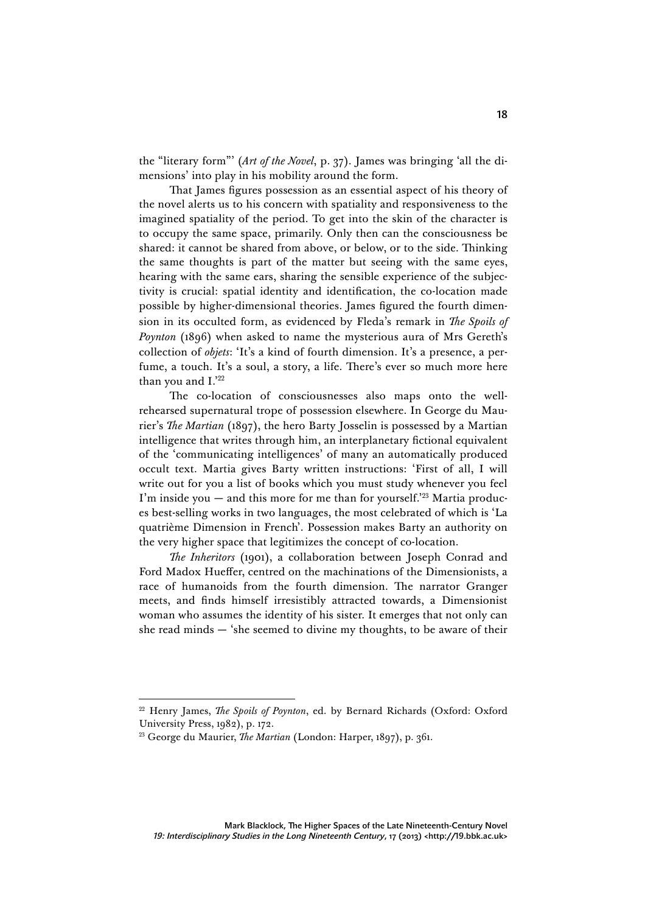the "literary form"' (*Art of the Novel*, p. 37). James was bringing 'all the dimensions' into play in his mobility around the form.

That James figures possession as an essential aspect of his theory of the novel alerts us to his concern with spatiality and responsiveness to the imagined spatiality of the period. To get into the skin of the character is to occupy the same space, primarily. Only then can the consciousness be shared: it cannot be shared from above, or below, or to the side. Thinking the same thoughts is part of the matter but seeing with the same eyes, hearing with the same ears, sharing the sensible experience of the subjectivity is crucial: spatial identity and identification, the co-location made possible by higher-dimensional theories. James figured the fourth dimension in its occulted form, as evidenced by Fleda's remark in *The Spoils of Poynton* (1896) when asked to name the mysterious aura of Mrs Gereth's collection of *objets*: 'It's a kind of fourth dimension. It's a presence, a perfume, a touch. It's a soul, a story, a life. There's ever so much more here than you and I.'[22]

The co-location of consciousnesses also maps onto the well-rehearsed supernatural trope of possession elsewhere. In George du Maurier's *The Martian* (1897), the hero Barty Josselin is possessed by a Martian intelligence that writes through him, an interplanetary fictional equivalent of the 'communicating intelligences' of many an automatically produced occult text. Martia gives Barty written instructions: 'First of all, I will write out for you a list of books which you must study whenever you feel I'm inside you — and this more for me than for yourself.'[23] Martia produces best-selling works in two languages, the most celebrated of which is 'La quatrième Dimension in French'. Possession makes Barty an authority on the very higher space that legitimizes the concept of co-location.

*The Inheritors* (1901), a collaboration between Joseph Conrad and Ford Madox Hueffer, centred on the machinations of the Dimensionists, a race of humanoids from the fourth dimension. The narrator Granger meets, and finds himself irresistibly attracted towards, a Dimensionist woman who assumes the identity of his sister. It emerges that not only can she read minds — 'she seemed to divine my thoughts, to be aware of their

---

[22] Henry James, *The Spoils of Poynton*, ed. by Bernard Richards (Oxford: Oxford University Press, 1982), p. 172.

[23] George du Maurier, *The Martian* (London: Harper, 1897), p. 361.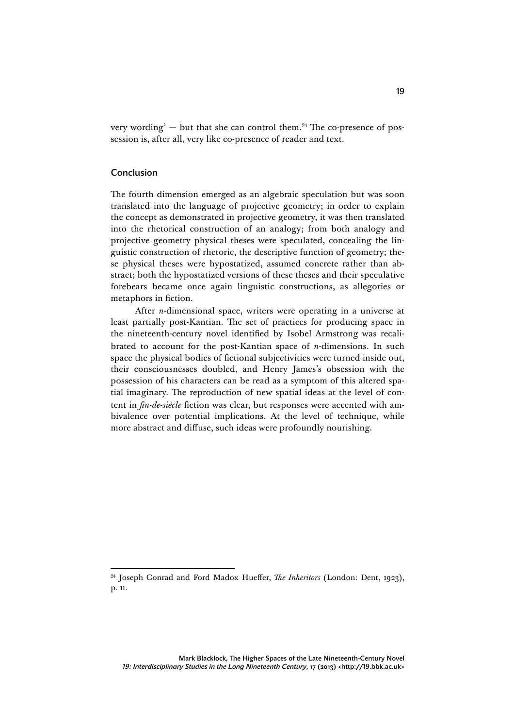very wording' — but that she can control them.[24] The co-presence of possession is, after all, very like co-presence of reader and text.

## Conclusion

The fourth dimension emerged as an algebraic speculation but was soon translated into the language of projective geometry; in order to explain the concept as demonstrated in projective geometry, it was then translated into the rhetorical construction of an analogy; from both analogy and projective geometry physical theses were speculated, concealing the linguistic construction of rhetoric, the descriptive function of geometry; these physical theses were hypostatized, assumed concrete rather than abstract; both the hypostatized versions of these theses and their speculative forebears became once again linguistic constructions, as allegories or metaphors in fiction.

After *n*-dimensional space, writers were operating in a universe at least partially post-Kantian. The set of practices for producing space in the nineteenth-century novel identified by Isobel Armstrong was recalibrated to account for the post-Kantian space of *n*-dimensions. In such space the physical bodies of fictional subjectivities were turned inside out, their consciousnesses doubled, and Henry James's obsession with the possession of his characters can be read as a symptom of this altered spatial imaginary. The reproduction of new spatial ideas at the level of content in *fin-de-siècle* fiction was clear, but responses were accented with ambivalence over potential implications. At the level of technique, while more abstract and diffuse, such ideas were profoundly nourishing.

---

[24] Joseph Conrad and Ford Madox Hueffer, *The Inheritors* (London: Dent, 1923), p. 11.